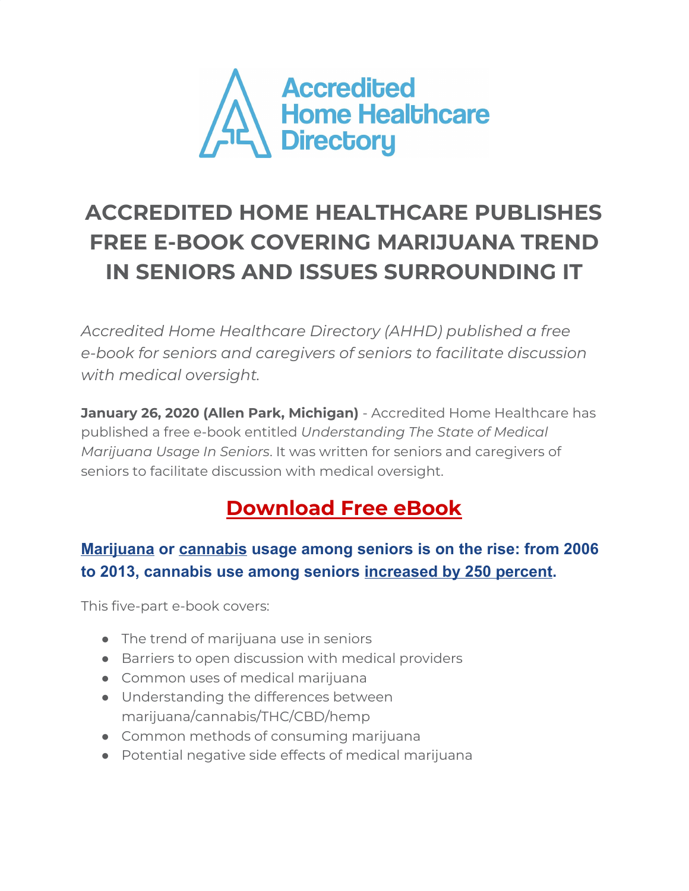Accredited Home Healthcare Directory

# ACCREDITED HOME HEALTHCARE PUBLISHES FREE E-BOOK COVERING MARIJUANA TREND IN SENIORS AND ISSUES SURROUNDING IT

*Accredited Home Healthcare Directory (AHHD) published a free e-book for seniors and caregivers of seniors to facilitate discussion with medical oversight.*

**January 26, 2020 (Allen Park, Michigan)** - Accredited Home Healthcare has published a free e-book entitled *Understanding The State of Medical Marijuana Usage In Seniors*. It was written for seniors and caregivers of seniors to facilitate discussion with medical oversight.

## Download Free eBook

### Marijuana or cannabis usage among seniors is on the rise: from 2006 to 2013, cannabis use among seniors increased by 250 percent.

This five-part e-book covers:

- The trend of marijuana use in seniors
- Barriers to open discussion with medical providers
- Common uses of medical marijuana
- Understanding the differences between marijuana/cannabis/THC/CBD/hemp
- Common methods of consuming marijuana
- Potential negative side effects of medical marijuana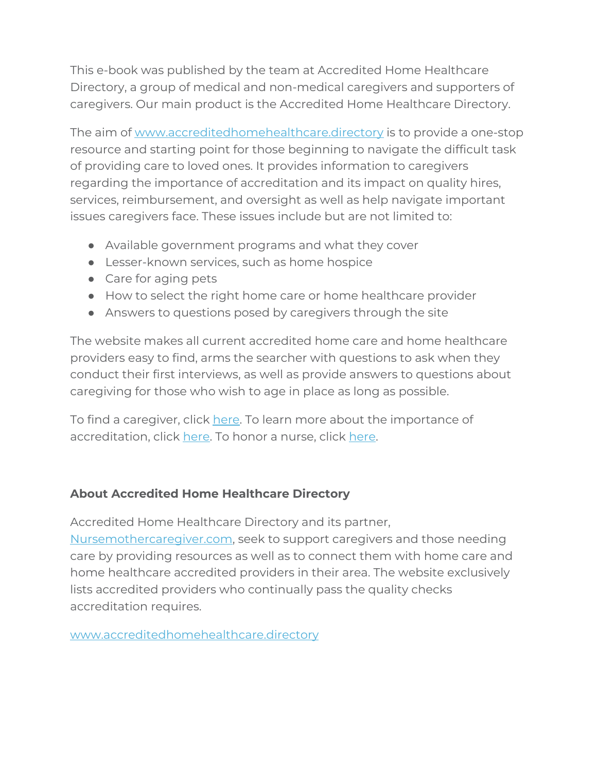This e-book was published by the team at Accredited Home Healthcare Directory, a group of medical and non-medical caregivers and supporters of caregivers. Our main product is the Accredited Home Healthcare Directory.

The aim of [www.accreditedhomehealthcare.directory](http://www.accreditedhomehealthcare.directory) is to provide a one-stop resource and starting point for those beginning to navigate the difficult task of providing care to loved ones. It provides information to caregivers regarding the importance of accreditation and its impact on quality hires, services, reimbursement, and oversight as well as help navigate important issues caregivers face. These issues include but are not limited to:

- Available government programs and what they cover
- Lesser-known services, such as home hospice
- Care for aging pets
- How to select the right home care or home healthcare provider
- Answers to questions posed by caregivers through the site

The website makes all current accredited home care and home healthcare providers easy to find, arms the searcher with questions to ask when they conduct their first interviews, as well as provide answers to questions about caregiving for those who wish to age in place as long as possible.

To find a caregiver, click here. To learn more about the importance of accreditation, click here. To honor a nurse, click here.

**About Accredited Home Healthcare Directory**

Accredited Home Healthcare Directory and its partner, Nursemothercaregiver.com, seek to support caregivers and those needing care by providing resources as well as to connect them with home care and home healthcare accredited providers in their area. The website exclusively lists accredited providers who continually pass the quality checks accreditation requires.

[www.accreditedhomehealthcare.directory](http://www.accreditedhomehealthcare.directory)